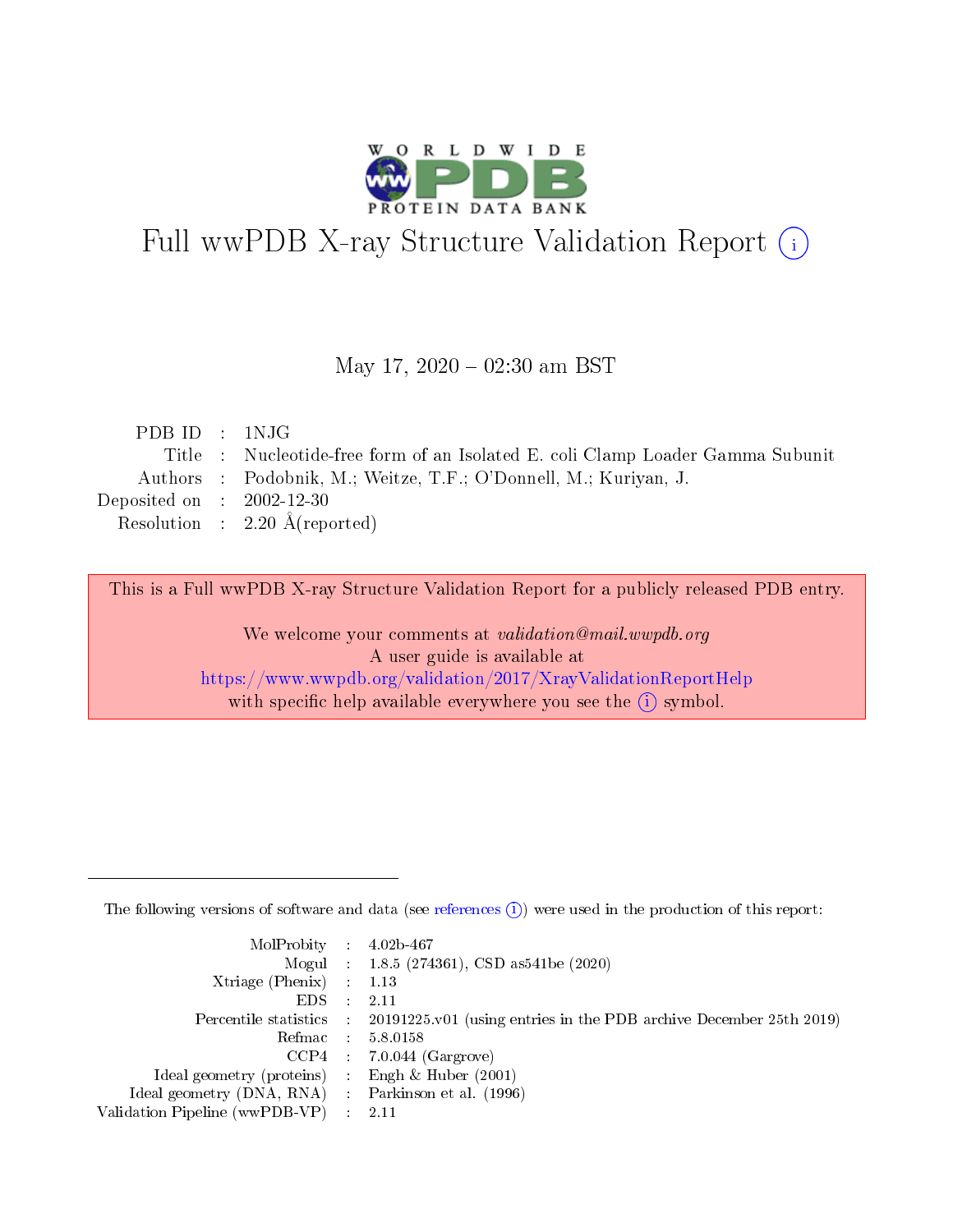# Full wwPDB X-ray Structure Validation Report (i)

May 17, 2020 – 02:30 am BST

| | | |
|---|---|---|
| PDB ID | : | 1NJG |
| Title | : | Nucleotide-free form of an Isolated E. coli Clamp Loader Gamma Subunit |
| Authors | : | Podobnik, M.; Weitze, T.F.; O'Donnell, M.; Kuriyan, J. |
| Deposited on | : | 2002-12-30 |
| Resolution | : | 2.20 Å(reported) |

This is a Full wwPDB X-ray Structure Validation Report for a publicly released PDB entry.

We welcome your comments at *validation@mail.wwpdb.org*
A user guide is available at
https://www.wwpdb.org/validation/2017/XrayValidationReportHelp
with specific help available everywhere you see the (i) symbol.

---

The following versions of software and data (see references (i)) were used in the production of this report:

| | | |
|---|---|---|
| MolProbity | : | 4.02b-467 |
| Mogul | : | 1.8.5 (274361), CSD as541be (2020) |
| Xtriage (Phenix) | : | 1.13 |
| EDS | : | 2.11 |
| Percentile statistics | : | 20191225.v01 (using entries in the PDB archive December 25th 2019) |
| Refmac | : | 5.8.0158 |
| CCP4 | : | 7.0.044 (Gargrove) |
| Ideal geometry (proteins) | : | Engh & Huber (2001) |
| Ideal geometry (DNA, RNA) | : | Parkinson et al. (1996) |
| Validation Pipeline (wwPDB-VP) | : | 2.11 |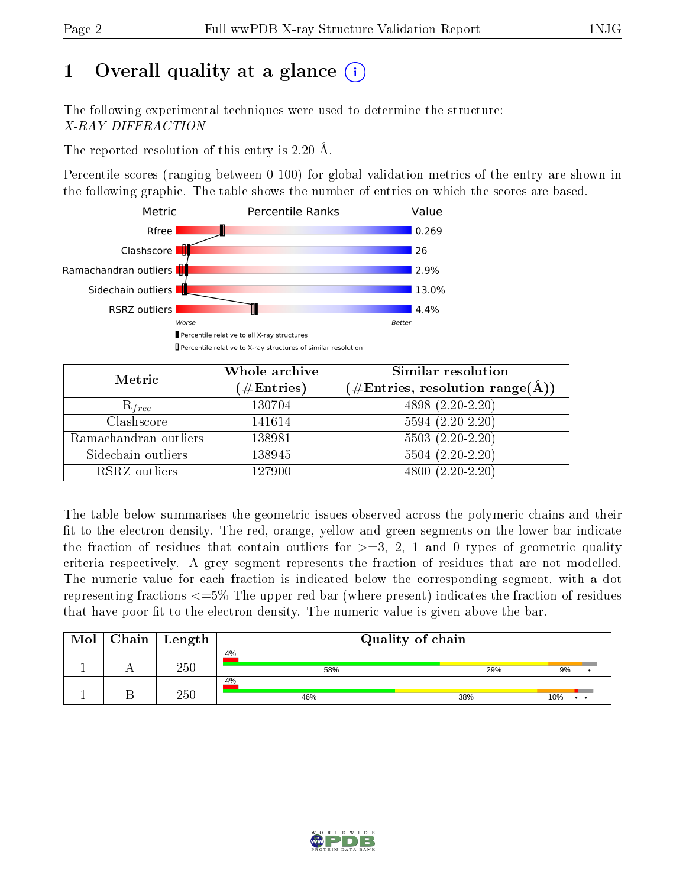# 1 Overall quality at a glance

The following experimental techniques were used to determine the structure:
*X-RAY DIFFRACTION*

The reported resolution of this entry is 2.20 Å.

Percentile scores (ranging between 0-100) for global validation metrics of the entry are shown in the following graphic. The table shows the number of entries on which the scores are based.

| Metric | Value |
|---|---|
| Rfree | 0.269 |
| Clashscore | 26 |
| Ramachandran outliers | 2.9% |
| Sidechain outliers | 13.0% |
| RSRZ outliers | 4.4% |

| Metric | Whole archive (#Entries) | Similar resolution (#Entries, resolution range(Å)) |
|---|---|---|
| $R_{free}$ | 130704 | 4898 (2.20-2.20) |
| Clashscore | 141614 | 5594 (2.20-2.20) |
| Ramachandran outliers | 138981 | 5503 (2.20-2.20) |
| Sidechain outliers | 138945 | 5504 (2.20-2.20) |
| RSRZ outliers | 127900 | 4800 (2.20-2.20) |

The table below summarises the geometric issues observed across the polymeric chains and their fit to the electron density. The red, orange, yellow and green segments on the lower bar indicate the fraction of residues that contain outliers for >=3, 2, 1 and 0 types of geometric quality criteria respectively. A grey segment represents the fraction of residues that are not modelled. The numeric value for each fraction is indicated below the corresponding segment, with a dot representing fractions <=5% The upper red bar (where present) indicates the fraction of residues that have poor fit to the electron density. The numeric value is given above the bar.

| Mol | Chain | Length | Quality of chain |
|---|---|---|---|
| 1 | A | 250 | 4% (poor fit); 58%, 29%, 9%, • |
| 1 | B | 250 | 4% (poor fit); 46%, 38%, 10%, • • |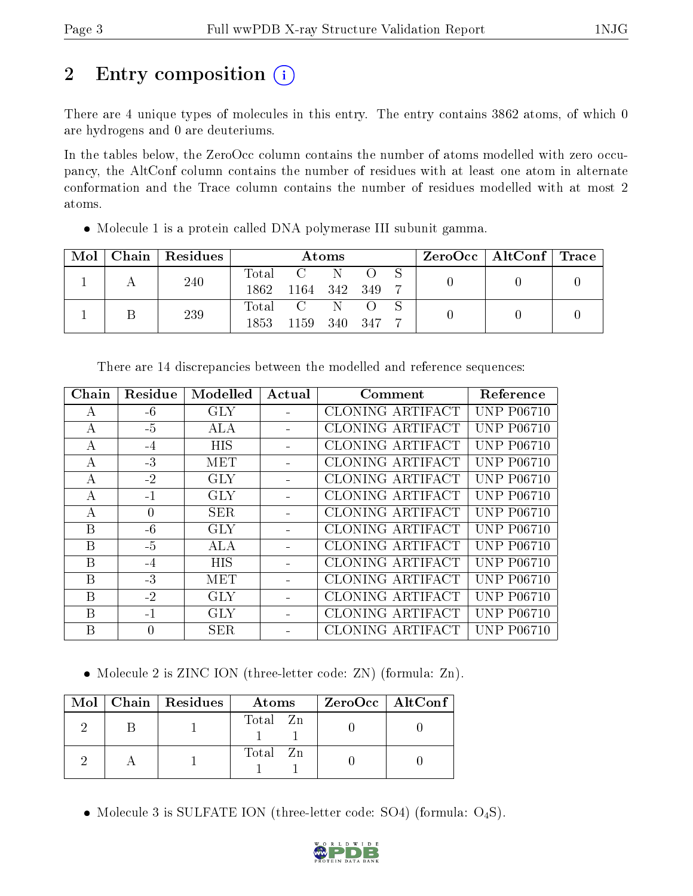# 2 Entry composition

There are 4 unique types of molecules in this entry. The entry contains 3862 atoms, of which 0 are hydrogens and 0 are deuteriums.

In the tables below, the ZeroOcc column contains the number of atoms modelled with zero occupancy, the AltConf column contains the number of residues with at least one atom in alternate conformation and the Trace column contains the number of residues modelled with at most 2 atoms.

- Molecule 1 is a protein called DNA polymerase III subunit gamma.

| Mol | Chain | Residues | Atoms | | | | | ZeroOcc | AltConf | Trace |
|---|---|---|---|---|---|---|---|---|---|---|
| 1 | A | 240 | Total 1862 | C 1164 | N 342 | O 349 | S 7 | 0 | 0 | 0 |
| 1 | B | 239 | Total 1853 | C 1159 | N 340 | O 347 | S 7 | 0 | 0 | 0 |

There are 14 discrepancies between the modelled and reference sequences:

| Chain | Residue | Modelled | Actual | Comment | Reference |
|---|---|---|---|---|---|
| A | -6 | GLY | - | CLONING ARTIFACT | UNP P06710 |
| A | -5 | ALA | - | CLONING ARTIFACT | UNP P06710 |
| A | -4 | HIS | - | CLONING ARTIFACT | UNP P06710 |
| A | -3 | MET | - | CLONING ARTIFACT | UNP P06710 |
| A | -2 | GLY | - | CLONING ARTIFACT | UNP P06710 |
| A | -1 | GLY | - | CLONING ARTIFACT | UNP P06710 |
| A | 0 | SER | - | CLONING ARTIFACT | UNP P06710 |
| B | -6 | GLY | - | CLONING ARTIFACT | UNP P06710 |
| B | -5 | ALA | - | CLONING ARTIFACT | UNP P06710 |
| B | -4 | HIS | - | CLONING ARTIFACT | UNP P06710 |
| B | -3 | MET | - | CLONING ARTIFACT | UNP P06710 |
| B | -2 | GLY | - | CLONING ARTIFACT | UNP P06710 |
| B | -1 | GLY | - | CLONING ARTIFACT | UNP P06710 |
| B | 0 | SER | - | CLONING ARTIFACT | UNP P06710 |

- Molecule 2 is ZINC ION (three-letter code: ZN) (formula: Zn).

| Mol | Chain | Residues | Atoms | | ZeroOcc | AltConf |
|---|---|---|---|---|---|---|
| 2 | B | 1 | Total 1 | Zn 1 | 0 | 0 |
| 2 | A | 1 | Total 1 | Zn 1 | 0 | 0 |

- Molecule 3 is SULFATE ION (three-letter code: SO4) (formula: $O_4S$).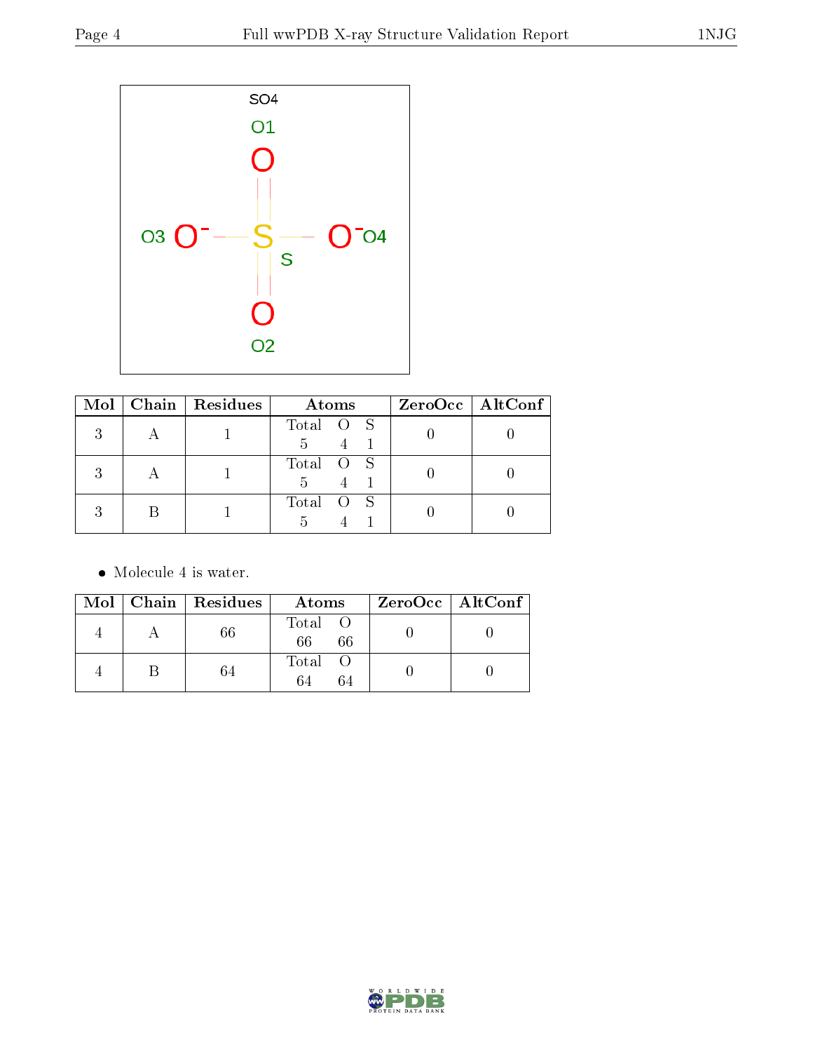SO4

| Mol | Chain | Residues | Atoms | | | ZeroOcc | AltConf |
|---|---|---|---|---|---|---|---|
| | | | Total | O | S | | |
| 3 | A | 1 | 5 | 4 | 1 | 0 | 0 |
| 3 | A | 1 | 5 | 4 | 1 | 0 | 0 |
| 3 | B | 1 | 5 | 4 | 1 | 0 | 0 |

- Molecule 4 is water.

| Mol | Chain | Residues | Atoms | | ZeroOcc | AltConf |
|---|---|---|---|---|---|---|
| | | | Total | O | | |
| 4 | A | 66 | 66 | 66 | 0 | 0 |
| 4 | B | 64 | 64 | 64 | 0 | 0 |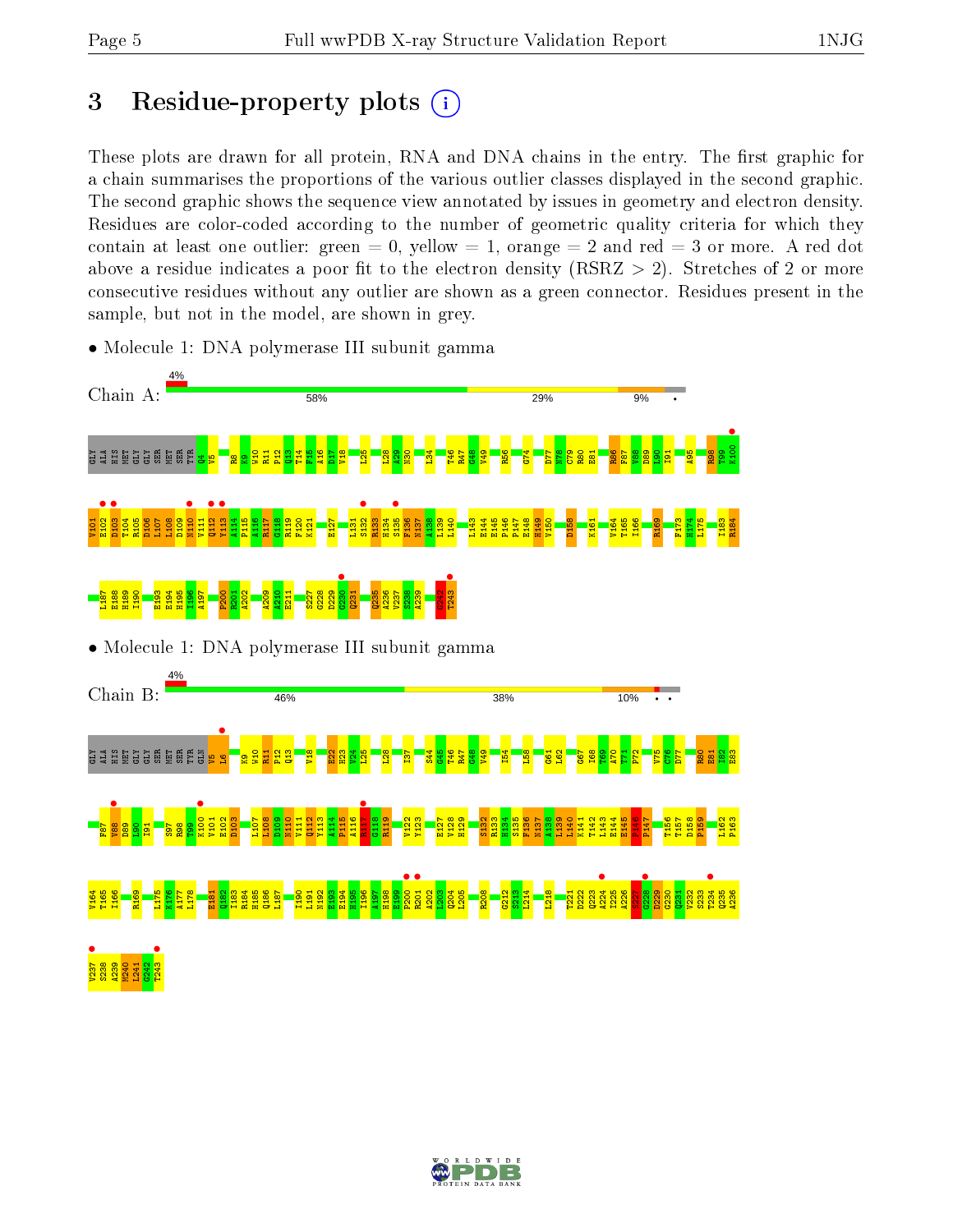# 3 Residue-property plots

These plots are drawn for all protein, RNA and DNA chains in the entry. The first graphic for a chain summarises the proportions of the various outlier classes displayed in the second graphic. The second graphic shows the sequence view annotated by issues in geometry and electron density. Residues are color-coded according to the number of geometric quality criteria for which they contain at least one outlier: green = 0, yellow = 1, orange = 2 and red = 3 or more. A red dot above a residue indicates a poor fit to the electron density (RSRZ > 2). Stretches of 2 or more consecutive residues without any outlier are shown as a green connector. Residues present in the sample, but not in the model, are shown in grey.

- Molecule 1: DNA polymerase III subunit gamma

Chain A: 4% | 58% | 29% | 9% | •

GLY ALA HIS MET GLY GLY SER MET SER TYR Q4 V5 R8 K9 W10 R11 P12 Q13 T14 F15 A16 D17 V18 L25 L28 A29 N30 L34 T46 R47 G48 V49 R56 G74 D77 N78 C79 R80 E81 R86 F87 V88 D89 L90 I91 A95 R98 T99 K100 V101 E102 D103 T104 R105 D106 L107 L108 D109 N110 V111 Q112 Y113 A114 P115 A116 R117 G118 R119 F120 K121 E127 L131 S132 R133 H134 S135 F136 N137 A138 L139 L140 L143 E144 E145 P146 P147 E148 H149 V150 D158 K161 V164 T165 I166 R169 F173 H174 L175 I183 R184 L187 E188 H189 H190 E193 E194 H195 I196 A197 F200 R201 A202 A209 A210 E211 S227 G228 D229 G230 Q231 Q235 A236 V237 S238 A239 G242 T243

- Molecule 1: DNA polymerase III subunit gamma

Chain B: 4% | 46% | 38% | 10% | • •

GLY ALA HIS MET GLY GLY SER MET SER TYR GLN V5 L6 K9 W10 R11 P12 Q13 V18 E22 H23 V24 L25 L28 I37 S44 G45 T46 R47 G48 V49 I54 L58 G61 L62 G67 I68 T69 A70 T71 P72 V75 C76 D77 R80 E81 I82 E83 F87 V88 D89 L90 I91 S97 R98 T99 K100 V101 E102 D103 L107 L108 D109 N110 V111 Q112 Y113 A114 P115 A116 R117 G118 R119 V122 Y123 E127 V128 H129 S132 R133 H134 S135 F136 N137 A138 L139 L140 K141 T142 L143 E144 E145 P146 P147 T156 T157 D158 P159 L162 P163 V164 T165 I166 R169 L175 K176 A177 L178 E181 Q182 I183 R184 H185 Q186 L187 I190 L191 N192 P193 E194 H195 I196 A197 H198 E199 F200 R201 A202 L203 Q204 L205 R208 G212 S213 L214 L218 T221 D222 Q223 A224 I225 A226 S227 G228 D229 G230 Q231 V232 S233 T234 Q235 A236 V237 S238 A239 M240 L241 G242 T243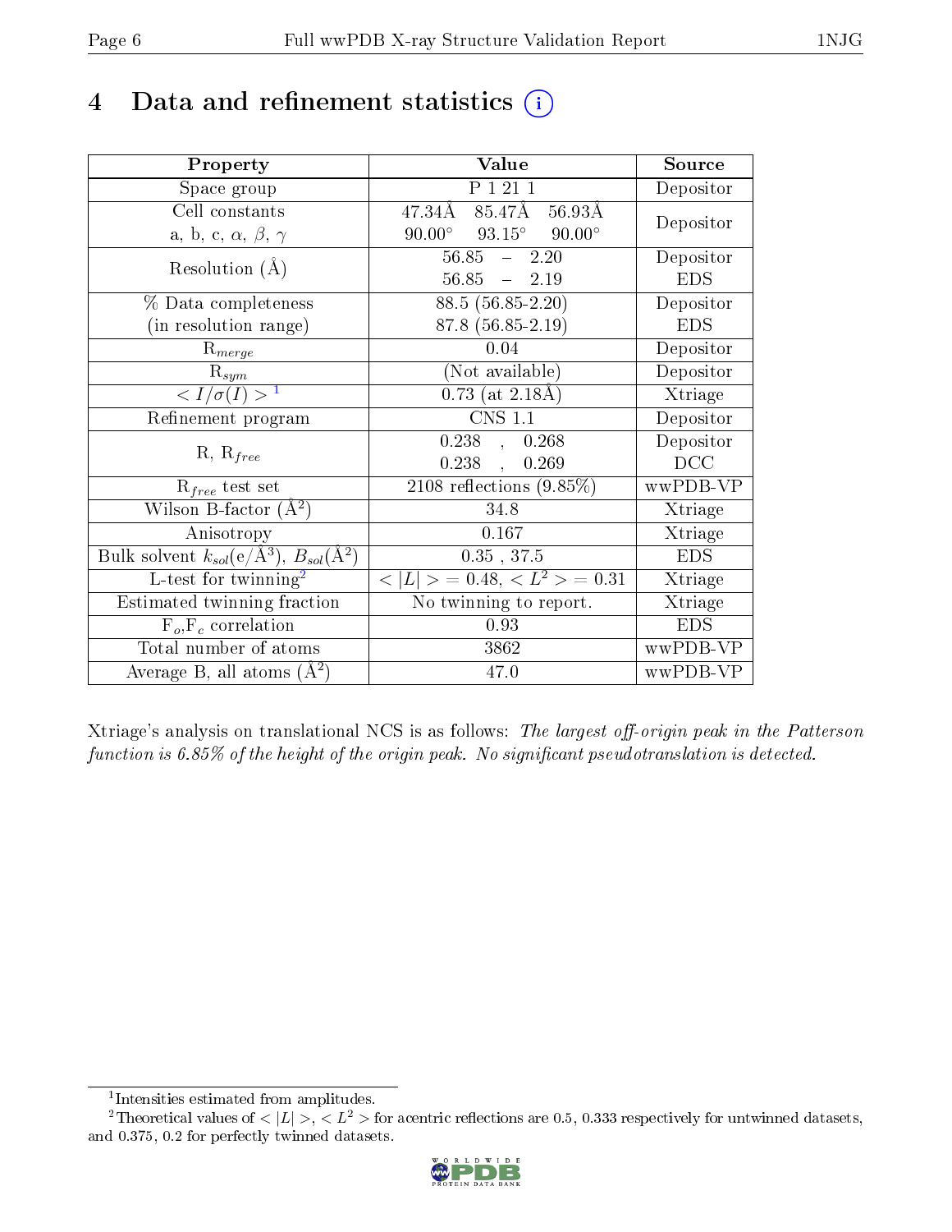# 4 Data and refinement statistics (i)

| Property | Value | Source |
|---|---|---|
| Space group | P 1 21 1 | Depositor |
| Cell constants<br>a, b, c, $\alpha$, $\beta$, $\gamma$ | 47.34Å 85.47Å 56.93Å<br>90.00° 93.15° 90.00° | Depositor |
| Resolution (Å) | 56.85 – 2.20<br>56.85 – 2.19 | Depositor<br>EDS |
| % Data completeness<br>(in resolution range) | 88.5 (56.85-2.20)<br>87.8 (56.85-2.19) | Depositor<br>EDS |
| $R_{merge}$ | 0.04 | Depositor |
| $R_{sym}$ | (Not available) | Depositor |
| $< I/\sigma(I) >$ [1] | 0.73 (at 2.18Å) | Xtriage |
| Refinement program | CNS 1.1 | Depositor |
| R, $R_{free}$ | 0.238 , 0.268<br>0.238 , 0.269 | Depositor<br>DCC |
| $R_{free}$ test set | 2108 reflections (9.85%) | wwPDB-VP |
| Wilson B-factor (Å$^2$) | 34.8 | Xtriage |
| Anisotropy | 0.167 | Xtriage |
| Bulk solvent $k_{sol}$(e/Å$^3$), $B_{sol}$(Å$^2$) | 0.35 , 37.5 | EDS |
| L-test for twinning[2] | $< \|L\| >$ = 0.48, $< L^2 >$ = 0.31 | Xtriage |
| Estimated twinning fraction | No twinning to report. | Xtriage |
| $F_o$,$F_c$ correlation | 0.93 | EDS |
| Total number of atoms | 3862 | wwPDB-VP |
| Average B, all atoms (Å$^2$) | 47.0 | wwPDB-VP |

Xtriage's analysis on translational NCS is as follows: *The largest off-origin peak in the Patterson function is 6.85% of the height of the origin peak. No significant pseudotranslation is detected.*

[1] Intensities estimated from amplitudes.

[2] Theoretical values of $< |L| >$, $< L^2 >$ for acentric reflections are 0.5, 0.333 respectively for untwinned datasets, and 0.375, 0.2 for perfectly twinned datasets.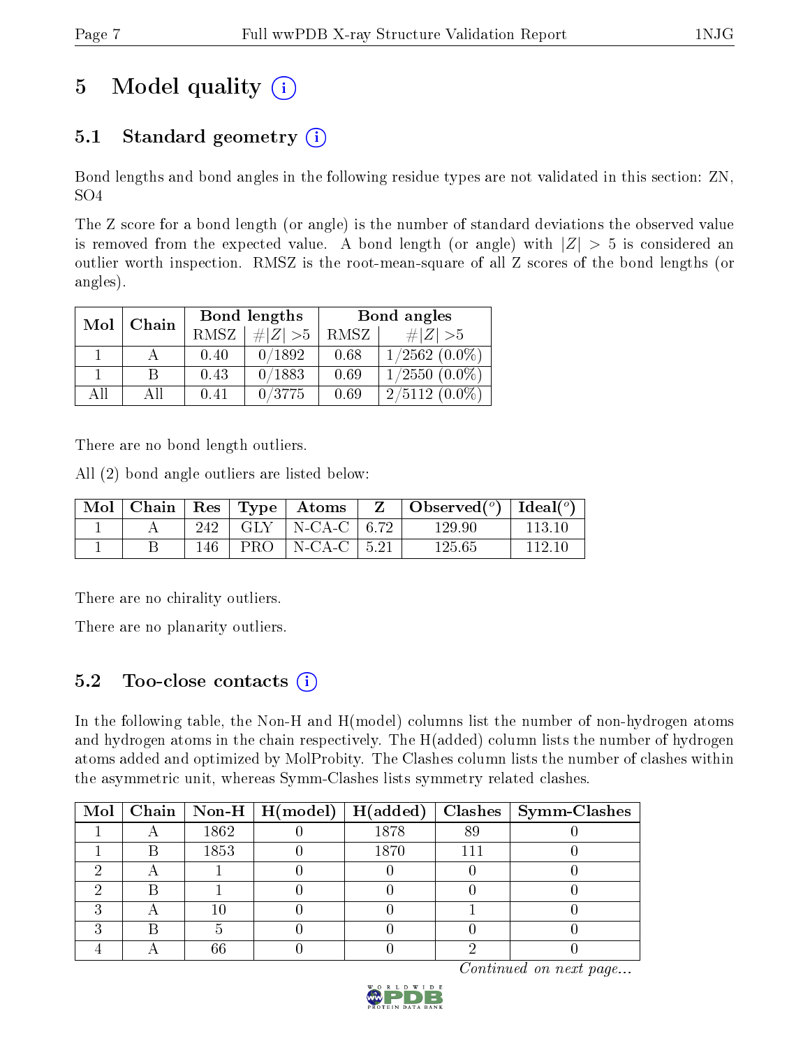# 5 Model quality

## 5.1 Standard geometry

Bond lengths and bond angles in the following residue types are not validated in this section: ZN, SO4

The Z score for a bond length (or angle) is the number of standard deviations the observed value is removed from the expected value. A bond length (or angle) with $|Z| > 5$ is considered an outlier worth inspection. RMSZ is the root-mean-square of all Z scores of the bond lengths (or angles).

| Mol | Chain | Bond lengths | | Bond angles | |
|---|---|---|---|---|---|
| | | RMSZ | $\#\|Z\| > 5$ | RMSZ | $\#\|Z\| > 5$ |
| 1 | A | 0.40 | 0/1892 | 0.68 | 1/2562 (0.0%) |
| 1 | B | 0.43 | 0/1883 | 0.69 | 1/2550 (0.0%) |
| All | All | 0.41 | 0/3775 | 0.69 | 2/5112 (0.0%) |

There are no bond length outliers.

All (2) bond angle outliers are listed below:

| Mol | Chain | Res | Type | Atoms | Z | Observed(°) | Ideal(°) |
|---|---|---|---|---|---|---|---|
| 1 | A | 242 | GLY | N-CA-C | 6.72 | 129.90 | 113.10 |
| 1 | B | 146 | PRO | N-CA-C | 5.21 | 125.65 | 112.10 |

There are no chirality outliers.

There are no planarity outliers.

## 5.2 Too-close contacts

In the following table, the Non-H and H(model) columns list the number of non-hydrogen atoms and hydrogen atoms in the chain respectively. The H(added) column lists the number of hydrogen atoms added and optimized by MolProbity. The Clashes column lists the number of clashes within the asymmetric unit, whereas Symm-Clashes lists symmetry related clashes.

| Mol | Chain | Non-H | H(model) | H(added) | Clashes | Symm-Clashes |
|---|---|---|---|---|---|---|
| 1 | A | 1862 | 0 | 1878 | 89 | 0 |
| 1 | B | 1853 | 0 | 1870 | 111 | 0 |
| 2 | A | 1 | 0 | 0 | 0 | 0 |
| 2 | B | 1 | 0 | 0 | 0 | 0 |
| 3 | A | 10 | 0 | 0 | 1 | 0 |
| 3 | B | 5 | 0 | 0 | 0 | 0 |
| 4 | A | 66 | 0 | 0 | 2 | 0 |

*Continued on next page...*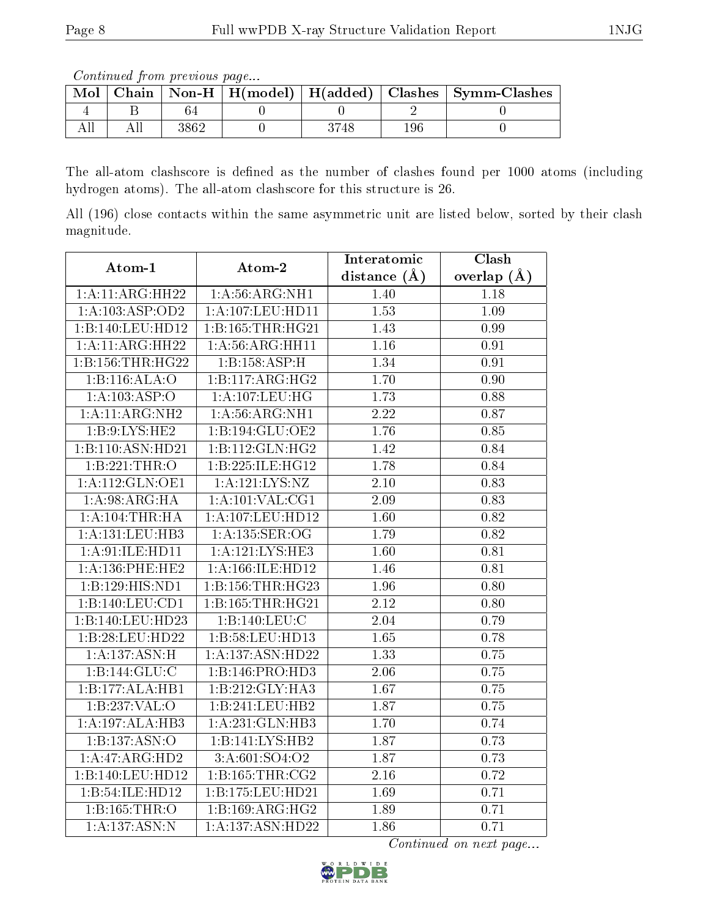*Continued from previous page...*

| Mol | Chain | Non-H | H(model) | H(added) | Clashes | Symm-Clashes |
|---|---|---|---|---|---|---|
| 4 | B | 64 | 0 | 0 | 2 | 0 |
| All | All | 3862 | 0 | 3748 | 196 | 0 |

The all-atom clashscore is defined as the number of clashes found per 1000 atoms (including hydrogen atoms). The all-atom clashscore for this structure is 26.

All (196) close contacts within the same asymmetric unit are listed below, sorted by their clash magnitude.

| Atom-1 | Atom-2 | Interatomic distance (Å) | Clash overlap (Å) |
|---|---|---|---|
| 1:A:11:ARG:HH22 | 1:A:56:ARG:NH1 | 1.40 | 1.18 |
| 1:A:103:ASP:OD2 | 1:A:107:LEU:HD11 | 1.53 | 1.09 |
| 1:B:140:LEU:HD12 | 1:B:165:THR:HG21 | 1.43 | 0.99 |
| 1:A:11:ARG:HH22 | 1:A:56:ARG:HH11 | 1.16 | 0.91 |
| 1:B:156:THR:HG22 | 1:B:158:ASP:H | 1.34 | 0.91 |
| 1:B:116:ALA:O | 1:B:117:ARG:HG2 | 1.70 | 0.90 |
| 1:A:103:ASP:O | 1:A:107:LEU:HG | 1.73 | 0.88 |
| 1:A:11:ARG:NH2 | 1:A:56:ARG:NH1 | 2.22 | 0.87 |
| 1:B:9:LYS:HE2 | 1:B:194:GLU:OE2 | 1.76 | 0.85 |
| 1:B:110:ASN:HD21 | 1:B:112:GLN:HG2 | 1.42 | 0.84 |
| 1:B:221:THR:O | 1:B:225:ILE:HG12 | 1.78 | 0.84 |
| 1:A:112:GLN:OE1 | 1:A:121:LYS:NZ | 2.10 | 0.83 |
| 1:A:98:ARG:HA | 1:A:101:VAL:CG1 | 2.09 | 0.83 |
| 1:A:104:THR:HA | 1:A:107:LEU:HD12 | 1.60 | 0.82 |
| 1:A:131:LEU:HB3 | 1:A:135:SER:OG | 1.79 | 0.82 |
| 1:A:91:ILE:HD11 | 1:A:121:LYS:HE3 | 1.60 | 0.81 |
| 1:A:136:PHE:HE2 | 1:A:166:ILE:HD12 | 1.46 | 0.81 |
| 1:B:129:HIS:ND1 | 1:B:156:THR:HG23 | 1.96 | 0.80 |
| 1:B:140:LEU:CD1 | 1:B:165:THR:HG21 | 2.12 | 0.80 |
| 1:B:140:LEU:HD23 | 1:B:140:LEU:C | 2.04 | 0.79 |
| 1:B:28:LEU:HD22 | 1:B:58:LEU:HD13 | 1.65 | 0.78 |
| 1:A:137:ASN:H | 1:A:137:ASN:HD22 | 1.33 | 0.75 |
| 1:B:144:GLU:C | 1:B:146:PRO:HD3 | 2.06 | 0.75 |
| 1:B:177:ALA:HB1 | 1:B:212:GLY:HA3 | 1.67 | 0.75 |
| 1:B:237:VAL:O | 1:B:241:LEU:HB2 | 1.87 | 0.75 |
| 1:A:197:ALA:HB3 | 1:A:231:GLN:HB3 | 1.70 | 0.74 |
| 1:B:137:ASN:O | 1:B:141:LYS:HB2 | 1.87 | 0.73 |
| 1:A:47:ARG:HD2 | 3:A:601:SO4:O2 | 1.87 | 0.73 |
| 1:B:140:LEU:HD12 | 1:B:165:THR:CG2 | 2.16 | 0.72 |
| 1:B:54:ILE:HD12 | 1:B:175:LEU:HD21 | 1.69 | 0.71 |
| 1:B:165:THR:O | 1:B:169:ARG:HG2 | 1.89 | 0.71 |
| 1:A:137:ASN:N | 1:A:137:ASN:HD22 | 1.86 | 0.71 |

*Continued on next page...*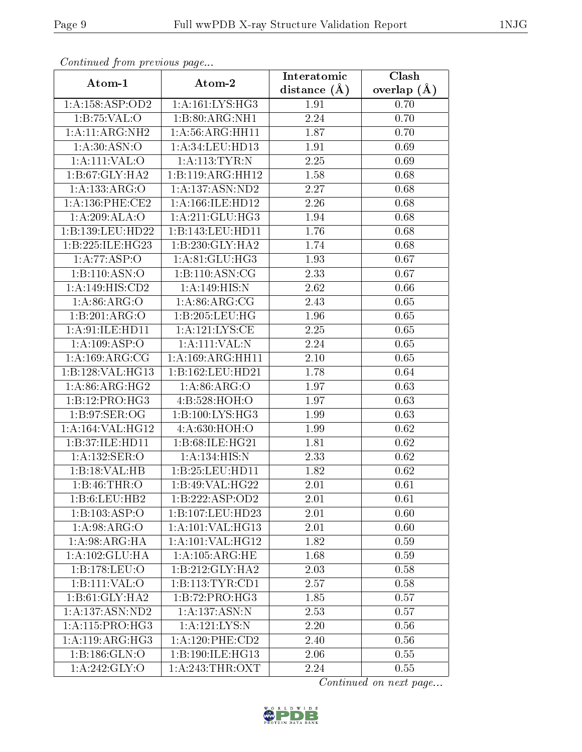*Continued from previous page...*

| Atom-1 | Atom-2 | Interatomic distance (Å) | Clash overlap (Å) |
|---|---|---|---|
| 1:A:158:ASP:OD2 | 1:A:161:LYS:HG3 | 1.91 | 0.70 |
| 1:B:75:VAL:O | 1:B:80:ARG:NH1 | 2.24 | 0.70 |
| 1:A:11:ARG:NH2 | 1:A:56:ARG:HH11 | 1.87 | 0.70 |
| 1:A:30:ASN:O | 1:A:34:LEU:HD13 | 1.91 | 0.69 |
| 1:A:111:VAL:O | 1:A:113:TYR:N | 2.25 | 0.69 |
| 1:B:67:GLY:HA2 | 1:B:119:ARG:HH12 | 1.58 | 0.68 |
| 1:A:133:ARG:O | 1:A:137:ASN:ND2 | 2.27 | 0.68 |
| 1:A:136:PHE:CE2 | 1:A:166:ILE:HD12 | 2.26 | 0.68 |
| 1:A:209:ALA:O | 1:A:211:GLU:HG3 | 1.94 | 0.68 |
| 1:B:139:LEU:HD22 | 1:B:143:LEU:HD11 | 1.76 | 0.68 |
| 1:B:225:ILE:HG23 | 1:B:230:GLY:HA2 | 1.74 | 0.68 |
| 1:A:77:ASP:O | 1:A:81:GLU:HG3 | 1.93 | 0.67 |
| 1:B:110:ASN:O | 1:B:110:ASN:CG | 2.33 | 0.67 |
| 1:A:149:HIS:CD2 | 1:A:149:HIS:N | 2.62 | 0.66 |
| 1:A:86:ARG:O | 1:A:86:ARG:CG | 2.43 | 0.65 |
| 1:B:201:ARG:O | 1:B:205:LEU:HG | 1.96 | 0.65 |
| 1:A:91:ILE:HD11 | 1:A:121:LYS:CE | 2.25 | 0.65 |
| 1:A:109:ASP:O | 1:A:111:VAL:N | 2.24 | 0.65 |
| 1:A:169:ARG:CG | 1:A:169:ARG:HH11 | 2.10 | 0.65 |
| 1:B:128:VAL:HG13 | 1:B:162:LEU:HD21 | 1.78 | 0.64 |
| 1:A:86:ARG:HG2 | 1:A:86:ARG:O | 1.97 | 0.63 |
| 1:B:12:PRO:HG3 | 4:B:528:HOH:O | 1.97 | 0.63 |
| 1:B:97:SER:OG | 1:B:100:LYS:HG3 | 1.99 | 0.63 |
| 1:A:164:VAL:HG12 | 4:A:630:HOH:O | 1.99 | 0.62 |
| 1:B:37:ILE:HD11 | 1:B:68:ILE:HG21 | 1.81 | 0.62 |
| 1:A:132:SER:O | 1:A:134:HIS:N | 2.33 | 0.62 |
| 1:B:18:VAL:HB | 1:B:25:LEU:HD11 | 1.82 | 0.62 |
| 1:B:46:THR:O | 1:B:49:VAL:HG22 | 2.01 | 0.61 |
| 1:B:6:LEU:HB2 | 1:B:222:ASP:OD2 | 2.01 | 0.61 |
| 1:B:103:ASP:O | 1:B:107:LEU:HD23 | 2.01 | 0.60 |
| 1:A:98:ARG:O | 1:A:101:VAL:HG13 | 2.01 | 0.60 |
| 1:A:98:ARG:HA | 1:A:101:VAL:HG12 | 1.82 | 0.59 |
| 1:A:102:GLU:HA | 1:A:105:ARG:HE | 1.68 | 0.59 |
| 1:B:178:LEU:O | 1:B:212:GLY:HA2 | 2.03 | 0.58 |
| 1:B:111:VAL:O | 1:B:113:TYR:CD1 | 2.57 | 0.58 |
| 1:B:61:GLY:HA2 | 1:B:72:PRO:HG3 | 1.85 | 0.57 |
| 1:A:137:ASN:ND2 | 1:A:137:ASN:N | 2.53 | 0.57 |
| 1:A:115:PRO:HG3 | 1:A:121:LYS:N | 2.20 | 0.56 |
| 1:A:119:ARG:HG3 | 1:A:120:PHE:CD2 | 2.40 | 0.56 |
| 1:B:186:GLN:O | 1:B:190:ILE:HG13 | 2.06 | 0.55 |
| 1:A:242:GLY:O | 1:A:243:THR:OXT | 2.24 | 0.55 |

*Continued on next page...*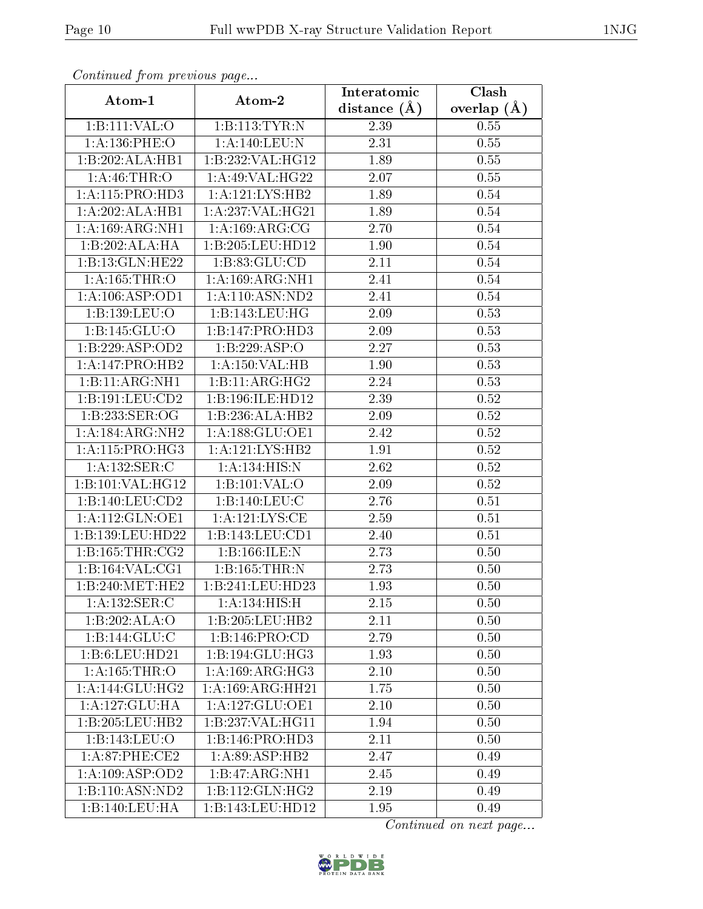*Continued from previous page...*

| Atom-1 | Atom-2 | Interatomic distance (Å) | Clash overlap (Å) |
|---|---|---|---|
| 1:B:111:VAL:O | 1:B:113:TYR:N | 2.39 | 0.55 |
| 1:A:136:PHE:O | 1:A:140:LEU:N | 2.31 | 0.55 |
| 1:B:202:ALA:HB1 | 1:B:232:VAL:HG12 | 1.89 | 0.55 |
| 1:A:46:THR:O | 1:A:49:VAL:HG22 | 2.07 | 0.55 |
| 1:A:115:PRO:HD3 | 1:A:121:LYS:HB2 | 1.89 | 0.54 |
| 1:A:202:ALA:HB1 | 1:A:237:VAL:HG21 | 1.89 | 0.54 |
| 1:A:169:ARG:NH1 | 1:A:169:ARG:CG | 2.70 | 0.54 |
| 1:B:202:ALA:HA | 1:B:205:LEU:HD12 | 1.90 | 0.54 |
| 1:B:13:GLN:HE22 | 1:B:83:GLU:CD | 2.11 | 0.54 |
| 1:A:165:THR:O | 1:A:169:ARG:NH1 | 2.41 | 0.54 |
| 1:A:106:ASP:OD1 | 1:A:110:ASN:ND2 | 2.41 | 0.54 |
| 1:B:139:LEU:O | 1:B:143:LEU:HG | 2.09 | 0.53 |
| 1:B:145:GLU:O | 1:B:147:PRO:HD3 | 2.09 | 0.53 |
| 1:B:229:ASP:OD2 | 1:B:229:ASP:O | 2.27 | 0.53 |
| 1:A:147:PRO:HB2 | 1:A:150:VAL:HB | 1.90 | 0.53 |
| 1:B:11:ARG:NH1 | 1:B:11:ARG:HG2 | 2.24 | 0.53 |
| 1:B:191:LEU:CD2 | 1:B:196:ILE:HD12 | 2.39 | 0.52 |
| 1:B:233:SER:OG | 1:B:236:ALA:HB2 | 2.09 | 0.52 |
| 1:A:184:ARG:NH2 | 1:A:188:GLU:OE1 | 2.42 | 0.52 |
| 1:A:115:PRO:HG3 | 1:A:121:LYS:HB2 | 1.91 | 0.52 |
| 1:A:132:SER:C | 1:A:134:HIS:N | 2.62 | 0.52 |
| 1:B:101:VAL:HG12 | 1:B:101:VAL:O | 2.09 | 0.52 |
| 1:B:140:LEU:CD2 | 1:B:140:LEU:C | 2.76 | 0.51 |
| 1:A:112:GLN:OE1 | 1:A:121:LYS:CE | 2.59 | 0.51 |
| 1:B:139:LEU:HD22 | 1:B:143:LEU:CD1 | 2.40 | 0.51 |
| 1:B:165:THR:CG2 | 1:B:166:ILE:N | 2.73 | 0.50 |
| 1:B:164:VAL:CG1 | 1:B:165:THR:N | 2.73 | 0.50 |
| 1:B:240:MET:HE2 | 1:B:241:LEU:HD23 | 1.93 | 0.50 |
| 1:A:132:SER:C | 1:A:134:HIS:H | 2.15 | 0.50 |
| 1:B:202:ALA:O | 1:B:205:LEU:HB2 | 2.11 | 0.50 |
| 1:B:144:GLU:C | 1:B:146:PRO:CD | 2.79 | 0.50 |
| 1:B:6:LEU:HD21 | 1:B:194:GLU:HG3 | 1.93 | 0.50 |
| 1:A:165:THR:O | 1:A:169:ARG:HG3 | 2.10 | 0.50 |
| 1:A:144:GLU:HG2 | 1:A:169:ARG:HH21 | 1.75 | 0.50 |
| 1:A:127:GLU:HA | 1:A:127:GLU:OE1 | 2.10 | 0.50 |
| 1:B:205:LEU:HB2 | 1:B:237:VAL:HG11 | 1.94 | 0.50 |
| 1:B:143:LEU:O | 1:B:146:PRO:HD3 | 2.11 | 0.50 |
| 1:A:87:PHE:CE2 | 1:A:89:ASP:HB2 | 2.47 | 0.49 |
| 1:A:109:ASP:OD2 | 1:B:47:ARG:NH1 | 2.45 | 0.49 |
| 1:B:110:ASN:ND2 | 1:B:112:GLN:HG2 | 2.19 | 0.49 |
| 1:B:140:LEU:HA | 1:B:143:LEU:HD12 | 1.95 | 0.49 |

*Continued on next page...*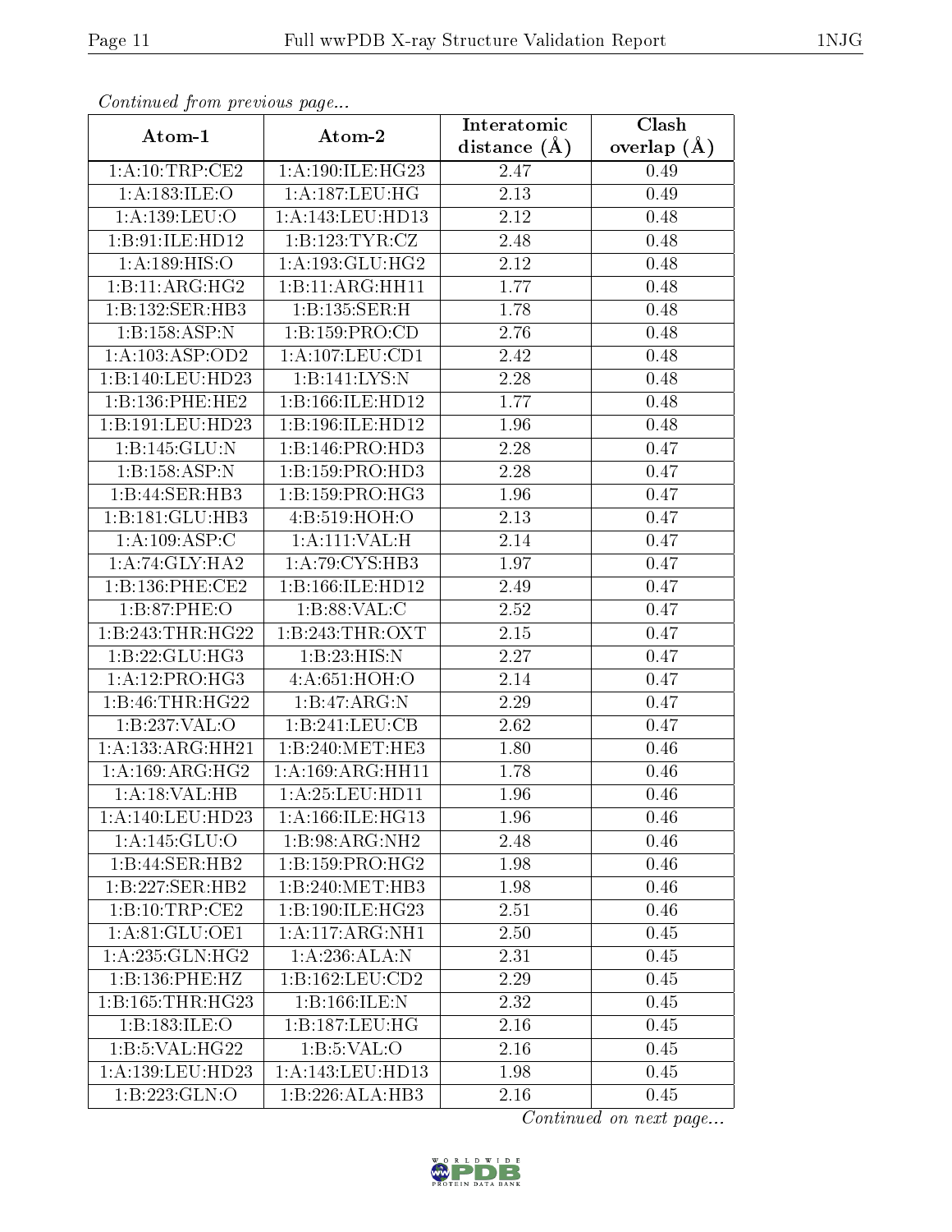*Continued from previous page...*

| Atom-1 | Atom-2 | Interatomic distance (Å) | Clash overlap (Å) |
|---|---|---|---|
| 1:A:10:TRP:CE2 | 1:A:190:ILE:HG23 | 2.47 | 0.49 |
| 1:A:183:ILE:O | 1:A:187:LEU:HG | 2.13 | 0.49 |
| 1:A:139:LEU:O | 1:A:143:LEU:HD13 | 2.12 | 0.48 |
| 1:B:91:ILE:HD12 | 1:B:123:TYR:CZ | 2.48 | 0.48 |
| 1:A:189:HIS:O | 1:A:193:GLU:HG2 | 2.12 | 0.48 |
| 1:B:11:ARG:HG2 | 1:B:11:ARG:HH11 | 1.77 | 0.48 |
| 1:B:132:SER:HB3 | 1:B:135:SER:H | 1.78 | 0.48 |
| 1:B:158:ASP:N | 1:B:159:PRO:CD | 2.76 | 0.48 |
| 1:A:103:ASP:OD2 | 1:A:107:LEU:CD1 | 2.42 | 0.48 |
| 1:B:140:LEU:HD23 | 1:B:141:LYS:N | 2.28 | 0.48 |
| 1:B:136:PHE:HE2 | 1:B:166:ILE:HD12 | 1.77 | 0.48 |
| 1:B:191:LEU:HD23 | 1:B:196:ILE:HD12 | 1.96 | 0.48 |
| 1:B:145:GLU:N | 1:B:146:PRO:HD3 | 2.28 | 0.47 |
| 1:B:158:ASP:N | 1:B:159:PRO:HD3 | 2.28 | 0.47 |
| 1:B:44:SER:HB3 | 1:B:159:PRO:HG3 | 1.96 | 0.47 |
| 1:B:181:GLU:HB3 | 4:B:519:HOH:O | 2.13 | 0.47 |
| 1:A:109:ASP:C | 1:A:111:VAL:H | 2.14 | 0.47 |
| 1:A:74:GLY:HA2 | 1:A:79:CYS:HB3 | 1.97 | 0.47 |
| 1:B:136:PHE:CE2 | 1:B:166:ILE:HD12 | 2.49 | 0.47 |
| 1:B:87:PHE:O | 1:B:88:VAL:C | 2.52 | 0.47 |
| 1:B:243:THR:HG22 | 1:B:243:THR:OXT | 2.15 | 0.47 |
| 1:B:22:GLU:HG3 | 1:B:23:HIS:N | 2.27 | 0.47 |
| 1:A:12:PRO:HG3 | 4:A:651:HOH:O | 2.14 | 0.47 |
| 1:B:46:THR:HG22 | 1:B:47:ARG:N | 2.29 | 0.47 |
| 1:B:237:VAL:O | 1:B:241:LEU:CB | 2.62 | 0.47 |
| 1:A:133:ARG:HH21 | 1:B:240:MET:HE3 | 1.80 | 0.46 |
| 1:A:169:ARG:HG2 | 1:A:169:ARG:HH11 | 1.78 | 0.46 |
| 1:A:18:VAL:HB | 1:A:25:LEU:HD11 | 1.96 | 0.46 |
| 1:A:140:LEU:HD23 | 1:A:166:ILE:HG13 | 1.96 | 0.46 |
| 1:A:145:GLU:O | 1:B:98:ARG:NH2 | 2.48 | 0.46 |
| 1:B:44:SER:HB2 | 1:B:159:PRO:HG2 | 1.98 | 0.46 |
| 1:B:227:SER:HB2 | 1:B:240:MET:HB3 | 1.98 | 0.46 |
| 1:B:10:TRP:CE2 | 1:B:190:ILE:HG23 | 2.51 | 0.46 |
| 1:A:81:GLU:OE1 | 1:A:117:ARG:NH1 | 2.50 | 0.45 |
| 1:A:235:GLN:HG2 | 1:A:236:ALA:N | 2.31 | 0.45 |
| 1:B:136:PHE:HZ | 1:B:162:LEU:CD2 | 2.29 | 0.45 |
| 1:B:165:THR:HG23 | 1:B:166:ILE:N | 2.32 | 0.45 |
| 1:B:183:ILE:O | 1:B:187:LEU:HG | 2.16 | 0.45 |
| 1:B:5:VAL:HG22 | 1:B:5:VAL:O | 2.16 | 0.45 |
| 1:A:139:LEU:HD23 | 1:A:143:LEU:HD13 | 1.98 | 0.45 |
| 1:B:223:GLN:O | 1:B:226:ALA:HB3 | 2.16 | 0.45 |

*Continued on next page...*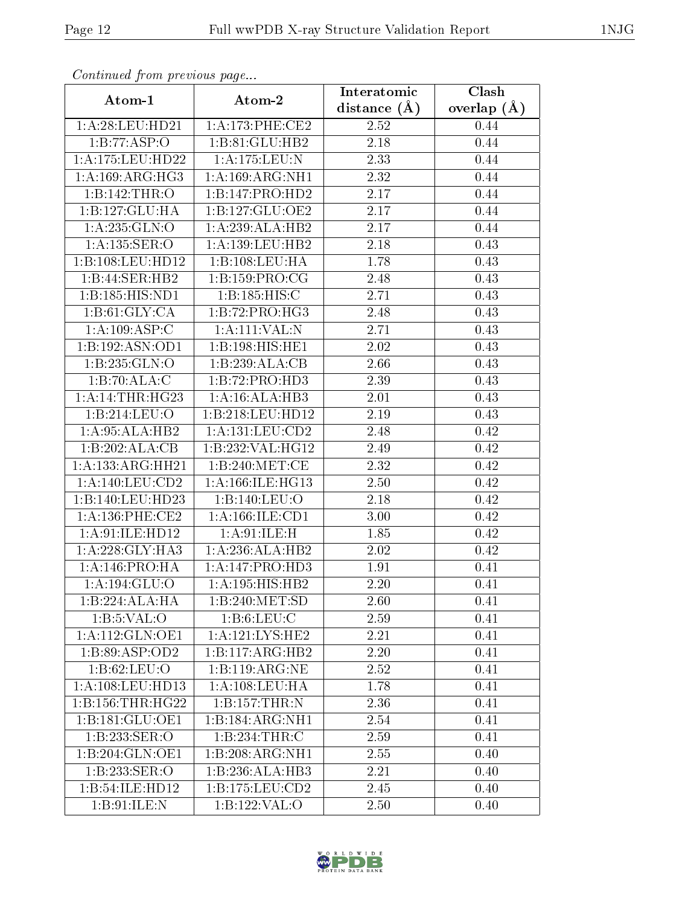*Continued from previous page...*

| Atom-1 | Atom-2 | Interatomic distance (Å) | Clash overlap (Å) |
|---|---|---|---|
| 1:A:28:LEU:HD21 | 1:A:173:PHE:CE2 | 2.52 | 0.44 |
| 1:B:77:ASP:O | 1:B:81:GLU:HB2 | 2.18 | 0.44 |
| 1:A:175:LEU:HD22 | 1:A:175:LEU:N | 2.33 | 0.44 |
| 1:A:169:ARG:HG3 | 1:A:169:ARG:NH1 | 2.32 | 0.44 |
| 1:B:142:THR:O | 1:B:147:PRO:HD2 | 2.17 | 0.44 |
| 1:B:127:GLU:HA | 1:B:127:GLU:OE2 | 2.17 | 0.44 |
| 1:A:235:GLN:O | 1:A:239:ALA:HB2 | 2.17 | 0.44 |
| 1:A:135:SER:O | 1:A:139:LEU:HB2 | 2.18 | 0.43 |
| 1:B:108:LEU:HD12 | 1:B:108:LEU:HA | 1.78 | 0.43 |
| 1:B:44:SER:HB2 | 1:B:159:PRO:CG | 2.48 | 0.43 |
| 1:B:185:HIS:ND1 | 1:B:185:HIS:C | 2.71 | 0.43 |
| 1:B:61:GLY:CA | 1:B:72:PRO:HG3 | 2.48 | 0.43 |
| 1:A:109:ASP:C | 1:A:111:VAL:N | 2.71 | 0.43 |
| 1:B:192:ASN:OD1 | 1:B:198:HIS:HE1 | 2.02 | 0.43 |
| 1:B:235:GLN:O | 1:B:239:ALA:CB | 2.66 | 0.43 |
| 1:B:70:ALA:C | 1:B:72:PRO:HD3 | 2.39 | 0.43 |
| 1:A:14:THR:HG23 | 1:A:16:ALA:HB3 | 2.01 | 0.43 |
| 1:B:214:LEU:O | 1:B:218:LEU:HD12 | 2.19 | 0.43 |
| 1:A:95:ALA:HB2 | 1:A:131:LEU:CD2 | 2.48 | 0.42 |
| 1:B:202:ALA:CB | 1:B:232:VAL:HG12 | 2.49 | 0.42 |
| 1:A:133:ARG:HH21 | 1:B:240:MET:CE | 2.32 | 0.42 |
| 1:A:140:LEU:CD2 | 1:A:166:ILE:HG13 | 2.50 | 0.42 |
| 1:B:140:LEU:HD23 | 1:B:140:LEU:O | 2.18 | 0.42 |
| 1:A:136:PHE:CE2 | 1:A:166:ILE:CD1 | 3.00 | 0.42 |
| 1:A:91:ILE:HD12 | 1:A:91:ILE:H | 1.85 | 0.42 |
| 1:A:228:GLY:HA3 | 1:A:236:ALA:HB2 | 2.02 | 0.42 |
| 1:A:146:PRO:HA | 1:A:147:PRO:HD3 | 1.91 | 0.41 |
| 1:A:194:GLU:O | 1:A:195:HIS:HB2 | 2.20 | 0.41 |
| 1:B:224:ALA:HA | 1:B:240:MET:SD | 2.60 | 0.41 |
| 1:B:5:VAL:O | 1:B:6:LEU:C | 2.59 | 0.41 |
| 1:A:112:GLN:OE1 | 1:A:121:LYS:HE2 | 2.21 | 0.41 |
| 1:B:89:ASP:OD2 | 1:B:117:ARG:HB2 | 2.20 | 0.41 |
| 1:B:62:LEU:O | 1:B:119:ARG:NE | 2.52 | 0.41 |
| 1:A:108:LEU:HD13 | 1:A:108:LEU:HA | 1.78 | 0.41 |
| 1:B:156:THR:HG22 | 1:B:157:THR:N | 2.36 | 0.41 |
| 1:B:181:GLU:OE1 | 1:B:184:ARG:NH1 | 2.54 | 0.41 |
| 1:B:233:SER:O | 1:B:234:THR:C | 2.59 | 0.41 |
| 1:B:204:GLN:OE1 | 1:B:208:ARG:NH1 | 2.55 | 0.40 |
| 1:B:233:SER:O | 1:B:236:ALA:HB3 | 2.21 | 0.40 |
| 1:B:54:ILE:HD12 | 1:B:175:LEU:CD2 | 2.45 | 0.40 |
| 1:B:91:ILE:N | 1:B:122:VAL:O | 2.50 | 0.40 |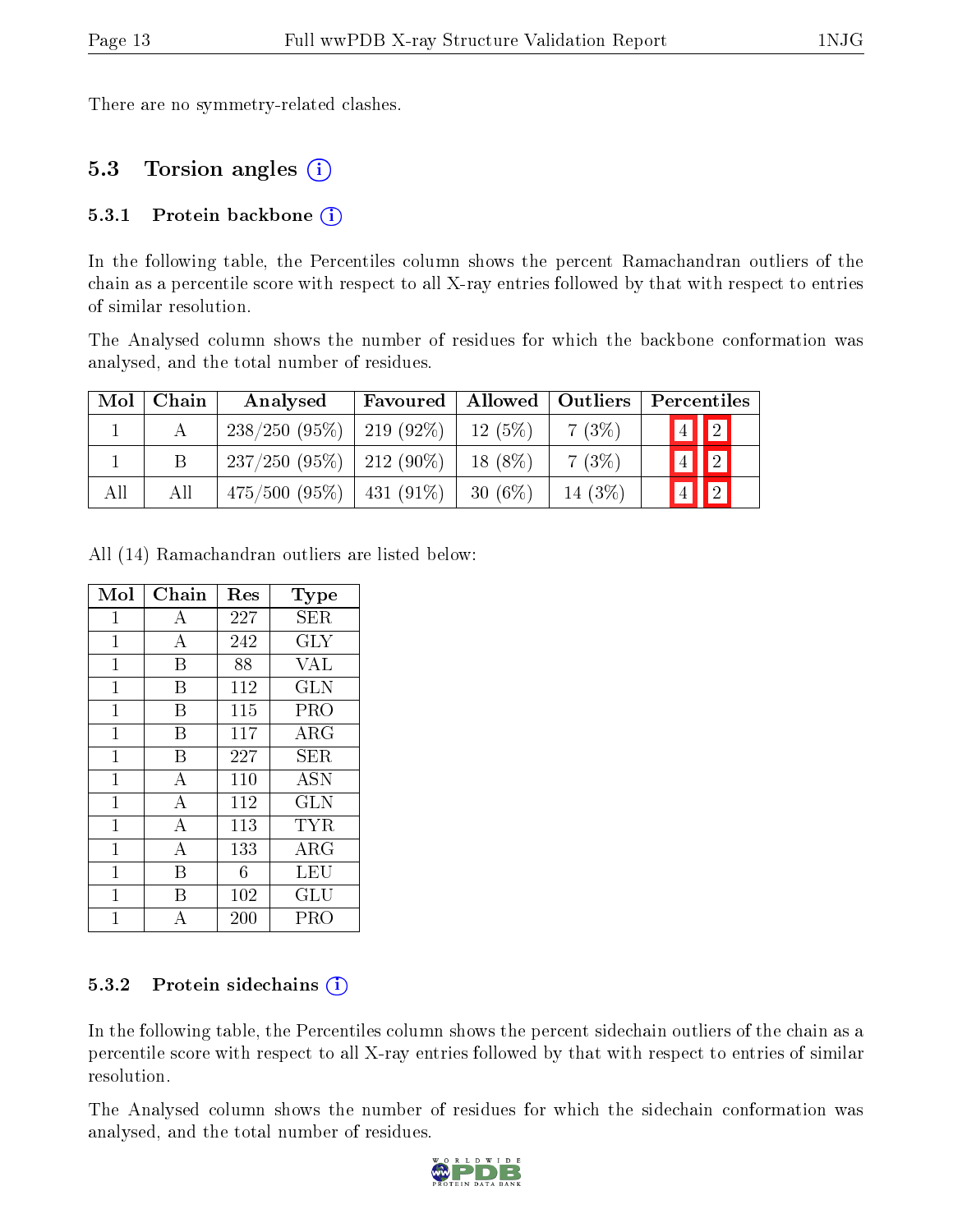There are no symmetry-related clashes.

## 5.3 Torsion angles

### 5.3.1 Protein backbone

In the following table, the Percentiles column shows the percent Ramachandran outliers of the chain as a percentile score with respect to all X-ray entries followed by that with respect to entries of similar resolution.

The Analysed column shows the number of residues for which the backbone conformation was analysed, and the total number of residues.

| Mol | Chain | Analysed | Favoured | Allowed | Outliers | Percentiles |
|---|---|---|---|---|---|---|
| 1 | A | 238/250 (95%) | 219 (92%) | 12 (5%) | 7 (3%) | 4 2 |
| 1 | B | 237/250 (95%) | 212 (90%) | 18 (8%) | 7 (3%) | 4 2 |
| All | All | 475/500 (95%) | 431 (91%) | 30 (6%) | 14 (3%) | 4 2 |

All (14) Ramachandran outliers are listed below:

| Mol | Chain | Res | Type |
|---|---|---|---|
| 1 | A | 227 | SER |
| 1 | A | 242 | GLY |
| 1 | B | 88 | VAL |
| 1 | B | 112 | GLN |
| 1 | B | 115 | PRO |
| 1 | B | 117 | ARG |
| 1 | B | 227 | SER |
| 1 | A | 110 | ASN |
| 1 | A | 112 | GLN |
| 1 | A | 113 | TYR |
| 1 | A | 133 | ARG |
| 1 | B | 6 | LEU |
| 1 | B | 102 | GLU |
| 1 | A | 200 | PRO |

### 5.3.2 Protein sidechains

In the following table, the Percentiles column shows the percent sidechain outliers of the chain as a percentile score with respect to all X-ray entries followed by that with respect to entries of similar resolution.

The Analysed column shows the number of residues for which the sidechain conformation was analysed, and the total number of residues.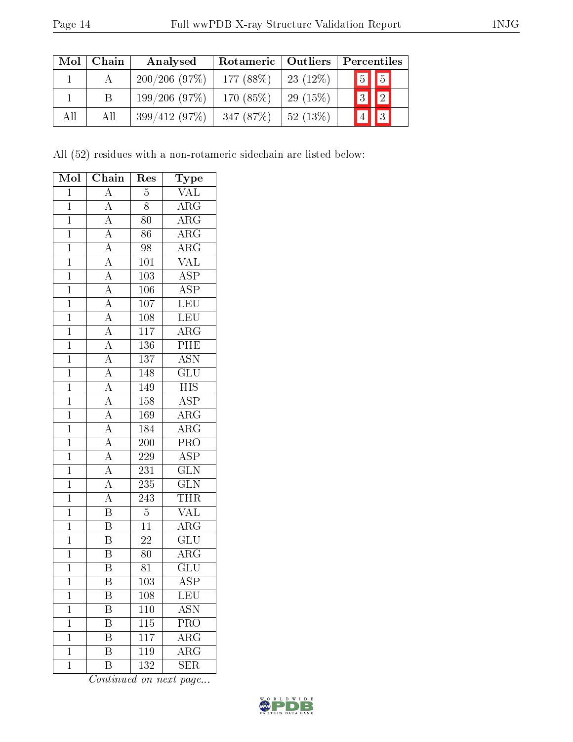| Mol | Chain | Analysed | Rotameric | Outliers | Percentiles | |
|---|---|---|---|---|---|---|
| 1 | A | 200/206 (97%) | 177 (88%) | 23 (12%) | 5 | 5 |
| 1 | B | 199/206 (97%) | 170 (85%) | 29 (15%) | 3 | 2 |
| All | All | 399/412 (97%) | 347 (87%) | 52 (13%) | 4 | 3 |

All (52) residues with a non-rotameric sidechain are listed below:

| Mol | Chain | Res | Type |
|---|---|---|---|
| 1 | A | 5 | VAL |
| 1 | A | 8 | ARG |
| 1 | A | 80 | ARG |
| 1 | A | 86 | ARG |
| 1 | A | 98 | ARG |
| 1 | A | 101 | VAL |
| 1 | A | 103 | ASP |
| 1 | A | 106 | ASP |
| 1 | A | 107 | LEU |
| 1 | A | 108 | LEU |
| 1 | A | 117 | ARG |
| 1 | A | 136 | PHE |
| 1 | A | 137 | ASN |
| 1 | A | 148 | GLU |
| 1 | A | 149 | HIS |
| 1 | A | 158 | ASP |
| 1 | A | 169 | ARG |
| 1 | A | 184 | ARG |
| 1 | A | 200 | PRO |
| 1 | A | 229 | ASP |
| 1 | A | 231 | GLN |
| 1 | A | 235 | GLN |
| 1 | A | 243 | THR |
| 1 | B | 5 | VAL |
| 1 | B | 11 | ARG |
| 1 | B | 22 | GLU |
| 1 | B | 80 | ARG |
| 1 | B | 81 | GLU |
| 1 | B | 103 | ASP |
| 1 | B | 108 | LEU |
| 1 | B | 110 | ASN |
| 1 | B | 115 | PRO |
| 1 | B | 117 | ARG |
| 1 | B | 119 | ARG |
| 1 | B | 132 | SER |

*Continued on next page...*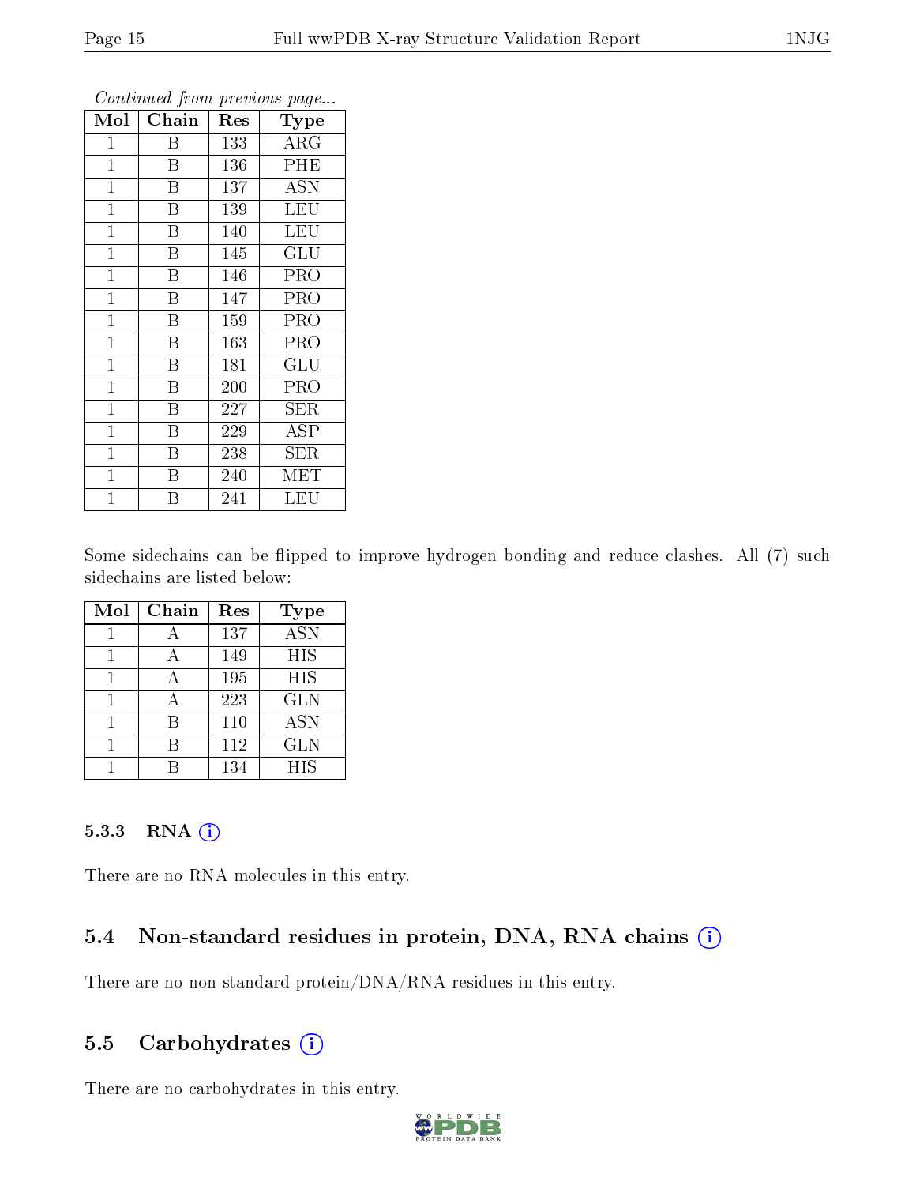*Continued from previous page...*

| Mol | Chain | Res | Type |
|---|---|---|---|
| 1 | B | 133 | ARG |
| 1 | B | 136 | PHE |
| 1 | B | 137 | ASN |
| 1 | B | 139 | LEU |
| 1 | B | 140 | LEU |
| 1 | B | 145 | GLU |
| 1 | B | 146 | PRO |
| 1 | B | 147 | PRO |
| 1 | B | 159 | PRO |
| 1 | B | 163 | PRO |
| 1 | B | 181 | GLU |
| 1 | B | 200 | PRO |
| 1 | B | 227 | SER |
| 1 | B | 229 | ASP |
| 1 | B | 238 | SER |
| 1 | B | 240 | MET |
| 1 | B | 241 | LEU |

Some sidechains can be flipped to improve hydrogen bonding and reduce clashes. All (7) such sidechains are listed below:

| Mol | Chain | Res | Type |
|---|---|---|---|
| 1 | A | 137 | ASN |
| 1 | A | 149 | HIS |
| 1 | A | 195 | HIS |
| 1 | A | 223 | GLN |
| 1 | B | 110 | ASN |
| 1 | B | 112 | GLN |
| 1 | B | 134 | HIS |

### 5.3.3 RNA

There are no RNA molecules in this entry.

## 5.4 Non-standard residues in protein, DNA, RNA chains

There are no non-standard protein/DNA/RNA residues in this entry.

## 5.5 Carbohydrates

There are no carbohydrates in this entry.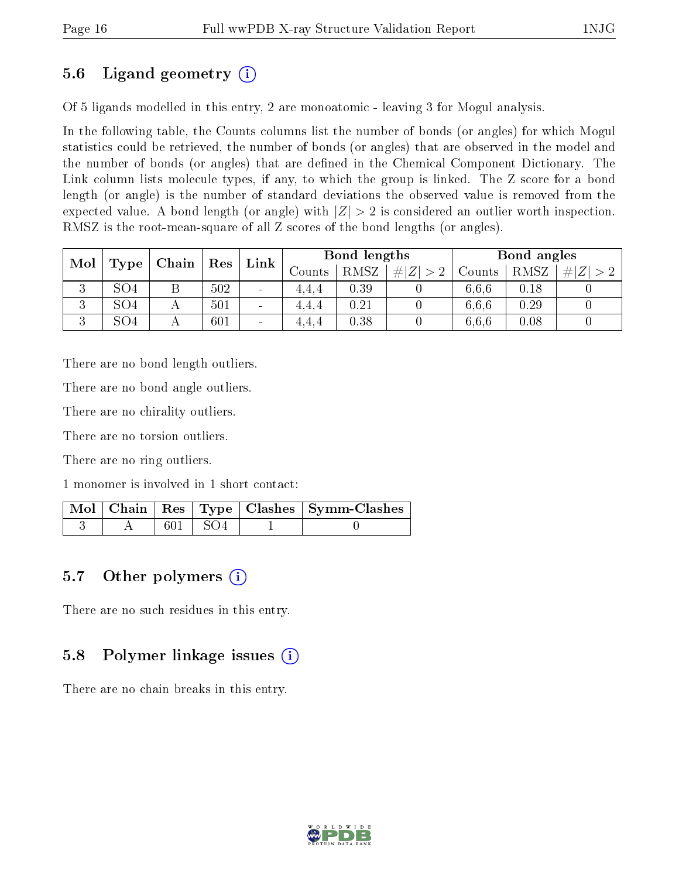## 5.6 Ligand geometry (i)

Of 5 ligands modelled in this entry, 2 are monoatomic - leaving 3 for Mogul analysis.

In the following table, the Counts columns list the number of bonds (or angles) for which Mogul statistics could be retrieved, the number of bonds (or angles) that are observed in the model and the number of bonds (or angles) that are defined in the Chemical Component Dictionary. The Link column lists molecule types, if any, to which the group is linked. The Z score for a bond length (or angle) is the number of standard deviations the observed value is removed from the expected value. A bond length (or angle) with $|Z| > 2$ is considered an outlier worth inspection. RMSZ is the root-mean-square of all Z scores of the bond lengths (or angles).

| Mol | Type | Chain | Res | Link | Bond lengths | | | Bond angles | | |
|---|---|---|---|---|---|---|---|---|---|---|
| | | | | | Counts | RMSZ | $\#\|Z\| > 2$ | Counts | RMSZ | $\#\|Z\| > 2$ |
| 3 | SO4 | B | 502 | - | 4,4,4 | 0.39 | 0 | 6,6,6 | 0.18 | 0 |
| 3 | SO4 | A | 501 | - | 4,4,4 | 0.21 | 0 | 6,6,6 | 0.29 | 0 |
| 3 | SO4 | A | 601 | - | 4,4,4 | 0.38 | 0 | 6,6,6 | 0.08 | 0 |

There are no bond length outliers.

There are no bond angle outliers.

There are no chirality outliers.

There are no torsion outliers.

There are no ring outliers.

1 monomer is involved in 1 short contact:

| Mol | Chain | Res | Type | Clashes | Symm-Clashes |
|---|---|---|---|---|---|
| 3 | A | 601 | SO4 | 1 | 0 |

## 5.7 Other polymers (i)

There are no such residues in this entry.

## 5.8 Polymer linkage issues (i)

There are no chain breaks in this entry.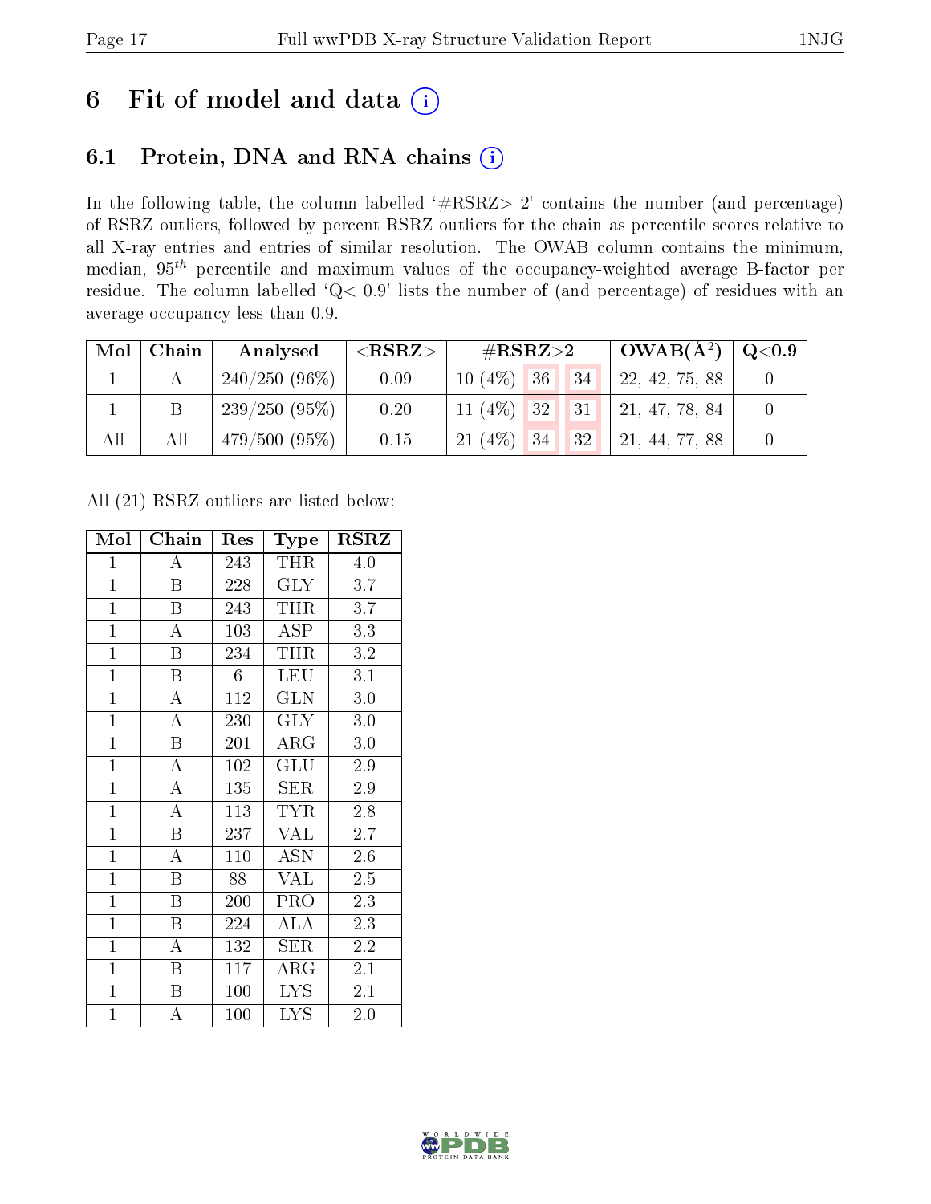# 6 Fit of model and data (i)

## 6.1 Protein, DNA and RNA chains (i)

In the following table, the column labelled '#RSRZ> 2' contains the number (and percentage) of RSRZ outliers, followed by percent RSRZ outliers for the chain as percentile scores relative to all X-ray entries and entries of similar resolution. The OWAB column contains the minimum, median, $95^{th}$ percentile and maximum values of the occupancy-weighted average B-factor per residue. The column labelled 'Q< 0.9' lists the number of (and percentage) of residues with an average occupancy less than 0.9.

| Mol | Chain | Analysed | <RSRZ> | #RSRZ>2 | | | OWAB(Å$^2$) | Q<0.9 |
|---|---|---|---|---|---|---|---|---|
| 1 | A | 240/250 (96%) | 0.09 | 10 (4%) | 36 | 34 | 22, 42, 75, 88 | 0 |
| 1 | B | 239/250 (95%) | 0.20 | 11 (4%) | 32 | 31 | 21, 47, 78, 84 | 0 |
| All | All | 479/500 (95%) | 0.15 | 21 (4%) | 34 | 32 | 21, 44, 77, 88 | 0 |

All (21) RSRZ outliers are listed below:

| Mol | Chain | Res | Type | RSRZ |
|---|---|---|---|---|
| 1 | A | 243 | THR | 4.0 |
| 1 | B | 228 | GLY | 3.7 |
| 1 | B | 243 | THR | 3.7 |
| 1 | A | 103 | ASP | 3.3 |
| 1 | B | 234 | THR | 3.2 |
| 1 | B | 6 | LEU | 3.1 |
| 1 | A | 112 | GLN | 3.0 |
| 1 | A | 230 | GLY | 3.0 |
| 1 | B | 201 | ARG | 3.0 |
| 1 | A | 102 | GLU | 2.9 |
| 1 | A | 135 | SER | 2.9 |
| 1 | A | 113 | TYR | 2.8 |
| 1 | B | 237 | VAL | 2.7 |
| 1 | A | 110 | ASN | 2.6 |
| 1 | B | 88 | VAL | 2.5 |
| 1 | B | 200 | PRO | 2.3 |
| 1 | B | 224 | ALA | 2.3 |
| 1 | A | 132 | SER | 2.2 |
| 1 | B | 117 | ARG | 2.1 |
| 1 | B | 100 | LYS | 2.1 |
| 1 | A | 100 | LYS | 2.0 |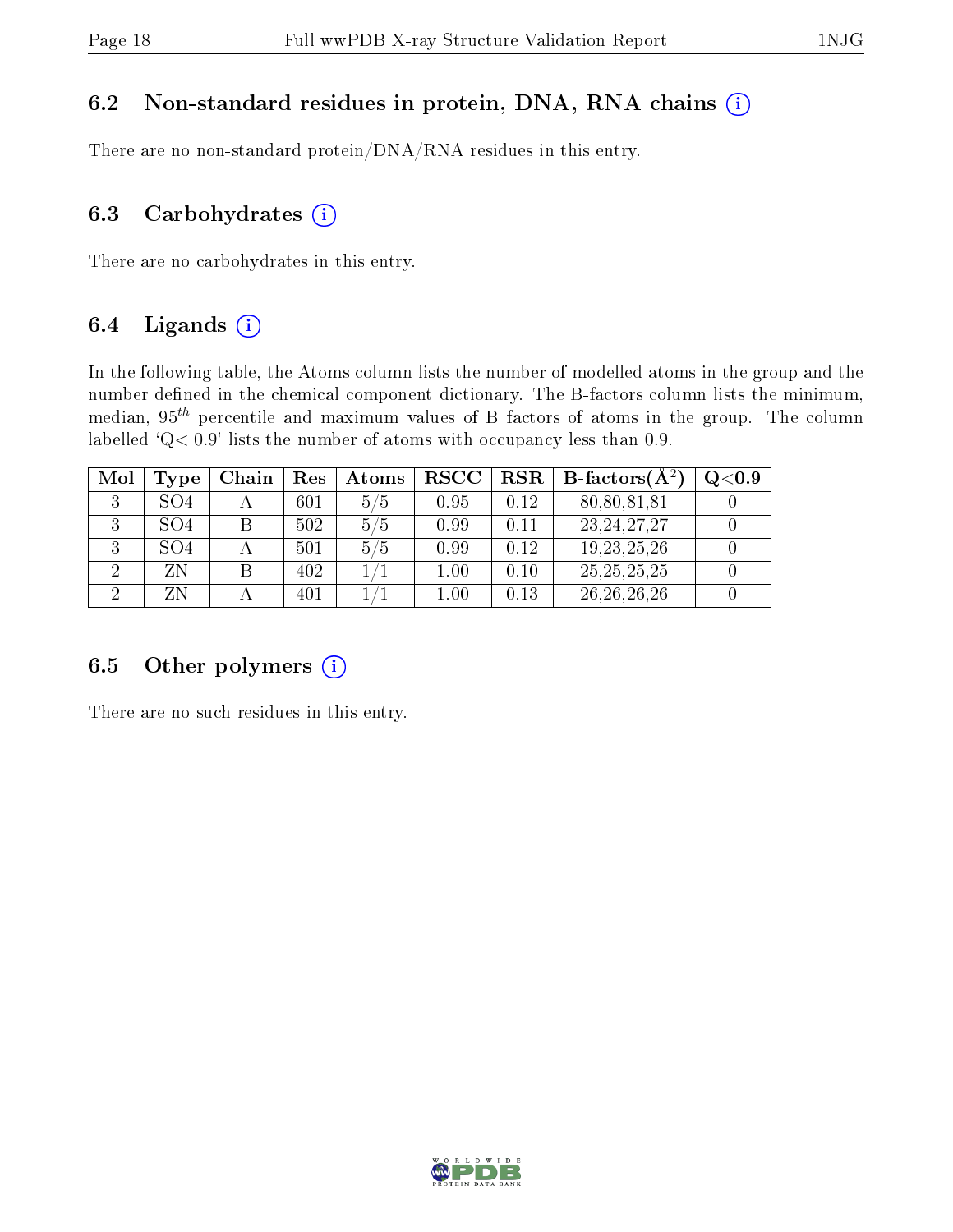### 6.2 Non-standard residues in protein, DNA, RNA chains (i)

There are no non-standard protein/DNA/RNA residues in this entry.

### 6.3 Carbohydrates (i)

There are no carbohydrates in this entry.

### 6.4 Ligands (i)

In the following table, the Atoms column lists the number of modelled atoms in the group and the number defined in the chemical component dictionary. The B-factors column lists the minimum, median, $95^{th}$ percentile and maximum values of B factors of atoms in the group. The column labelled 'Q< 0.9' lists the number of atoms with occupancy less than 0.9.

| Mol | Type | Chain | Res | Atoms | RSCC | RSR | B-factors(Å$^2$) | Q<0.9 |
|---|---|---|---|---|---|---|---|---|
| 3 | SO4 | A | 601 | 5/5 | 0.95 | 0.12 | 80,80,81,81 | 0 |
| 3 | SO4 | B | 502 | 5/5 | 0.99 | 0.11 | 23,24,27,27 | 0 |
| 3 | SO4 | A | 501 | 5/5 | 0.99 | 0.12 | 19,23,25,26 | 0 |
| 2 | ZN | B | 402 | 1/1 | 1.00 | 0.10 | 25,25,25,25 | 0 |
| 2 | ZN | A | 401 | 1/1 | 1.00 | 0.13 | 26,26,26,26 | 0 |

### 6.5 Other polymers (i)

There are no such residues in this entry.